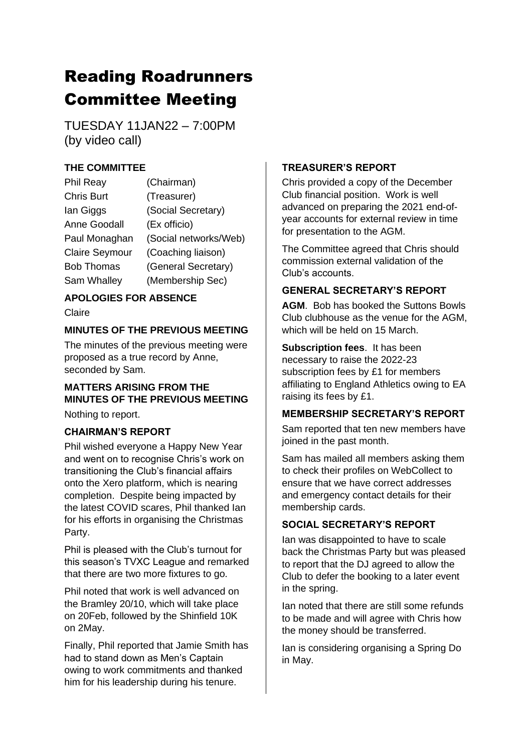# Reading Roadrunners Committee Meeting

TUESDAY 11JAN22 – 7:00PM
(by video call)

### THE COMMITTEE

| | |
|---|---|
| Phil Reay | (Chairman) |
| Chris Burt | (Treasurer) |
| Ian Giggs | (Social Secretary) |
| Anne Goodall | (Ex officio) |
| Paul Monaghan | (Social networks/Web) |
| Claire Seymour | (Coaching liaison) |
| Bob Thomas | (General Secretary) |
| Sam Whalley | (Membership Sec) |

### APOLOGIES FOR ABSENCE

Claire

### MINUTES OF THE PREVIOUS MEETING

The minutes of the previous meeting were proposed as a true record by Anne, seconded by Sam.

### MATTERS ARISING FROM THE MINUTES OF THE PREVIOUS MEETING

Nothing to report.

### CHAIRMAN'S REPORT

Phil wished everyone a Happy New Year and went on to recognise Chris's work on transitioning the Club's financial affairs onto the Xero platform, which is nearing completion. Despite being impacted by the latest COVID scares, Phil thanked Ian for his efforts in organising the Christmas Party.

Phil is pleased with the Club's turnout for this season's TVXC League and remarked that there are two more fixtures to go.

Phil noted that work is well advanced on the Bramley 20/10, which will take place on 20Feb, followed by the Shinfield 10K on 2May.

Finally, Phil reported that Jamie Smith has had to stand down as Men's Captain owing to work commitments and thanked him for his leadership during his tenure.

### TREASURER'S REPORT

Chris provided a copy of the December Club financial position. Work is well advanced on preparing the 2021 end-of-year accounts for external review in time for presentation to the AGM.

The Committee agreed that Chris should commission external validation of the Club's accounts.

### GENERAL SECRETARY'S REPORT

**AGM**. Bob has booked the Suttons Bowls Club clubhouse as the venue for the AGM, which will be held on 15 March.

**Subscription fees**. It has been necessary to raise the 2022-23 subscription fees by £1 for members affiliating to England Athletics owing to EA raising its fees by £1.

### MEMBERSHIP SECRETARY'S REPORT

Sam reported that ten new members have joined in the past month.

Sam has mailed all members asking them to check their profiles on WebCollect to ensure that we have correct addresses and emergency contact details for their membership cards.

### SOCIAL SECRETARY'S REPORT

Ian was disappointed to have to scale back the Christmas Party but was pleased to report that the DJ agreed to allow the Club to defer the booking to a later event in the spring.

Ian noted that there are still some refunds to be made and will agree with Chris how the money should be transferred.

Ian is considering organising a Spring Do in May.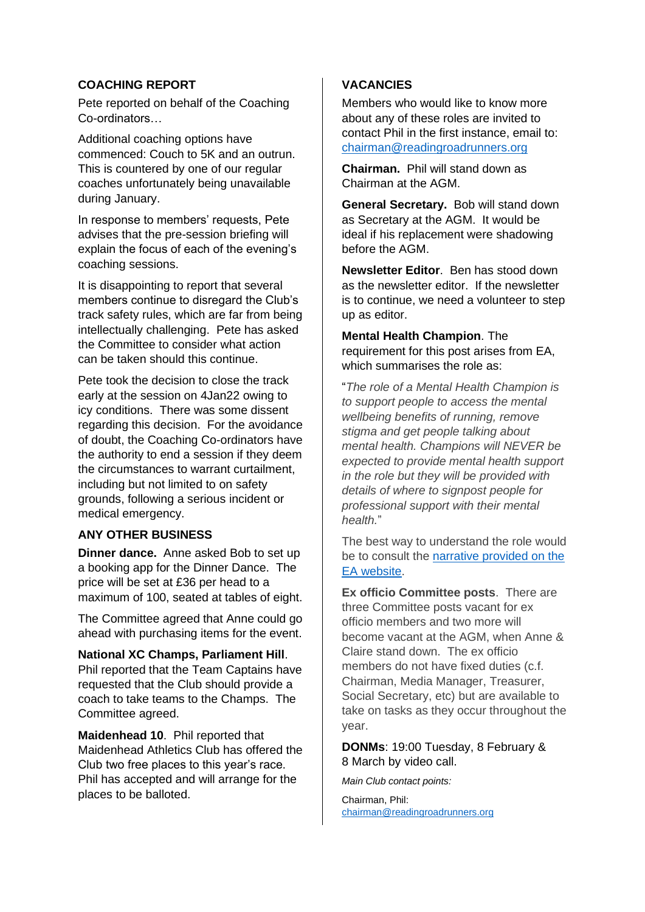## COACHING REPORT

Pete reported on behalf of the Coaching Co-ordinators…

Additional coaching options have commenced: Couch to 5K and an outrun. This is countered by one of our regular coaches unfortunately being unavailable during January.

In response to members' requests, Pete advises that the pre-session briefing will explain the focus of each of the evening's coaching sessions.

It is disappointing to report that several members continue to disregard the Club's track safety rules, which are far from being intellectually challenging. Pete has asked the Committee to consider what action can be taken should this continue.

Pete took the decision to close the track early at the session on 4Jan22 owing to icy conditions. There was some dissent regarding this decision. For the avoidance of doubt, the Coaching Co-ordinators have the authority to end a session if they deem the circumstances to warrant curtailment, including but not limited to on safety grounds, following a serious incident or medical emergency.

## ANY OTHER BUSINESS

**Dinner dance.** Anne asked Bob to set up a booking app for the Dinner Dance. The price will be set at £36 per head to a maximum of 100, seated at tables of eight.

The Committee agreed that Anne could go ahead with purchasing items for the event.

**National XC Champs, Parliament Hill**. Phil reported that the Team Captains have requested that the Club should provide a coach to take teams to the Champs. The Committee agreed.

**Maidenhead 10**. Phil reported that Maidenhead Athletics Club has offered the Club two free places to this year's race. Phil has accepted and will arrange for the places to be balloted.

## VACANCIES

Members who would like to know more about any of these roles are invited to contact Phil in the first instance, email to: chairman@readingroadrunners.org

**Chairman.** Phil will stand down as Chairman at the AGM.

**General Secretary.** Bob will stand down as Secretary at the AGM. It would be ideal if his replacement were shadowing before the AGM.

**Newsletter Editor**. Ben has stood down as the newsletter editor. If the newsletter is to continue, we need a volunteer to step up as editor.

**Mental Health Champion**. The requirement for this post arises from EA, which summarises the role as:

"*The role of a Mental Health Champion is to support people to access the mental wellbeing benefits of running, remove stigma and get people talking about mental health. Champions will NEVER be expected to provide mental health support in the role but they will be provided with details of where to signpost people for professional support with their mental health.*"

The best way to understand the role would be to consult the narrative provided on the EA website.

**Ex officio Committee posts**. There are three Committee posts vacant for ex officio members and two more will become vacant at the AGM, when Anne & Claire stand down. The ex officio members do not have fixed duties (c.f. Chairman, Media Manager, Treasurer, Social Secretary, etc) but are available to take on tasks as they occur throughout the year.

**DONMs**: 19:00 Tuesday, 8 February & 8 March by video call.

*Main Club contact points:*

Chairman, Phil: chairman@readingroadrunners.org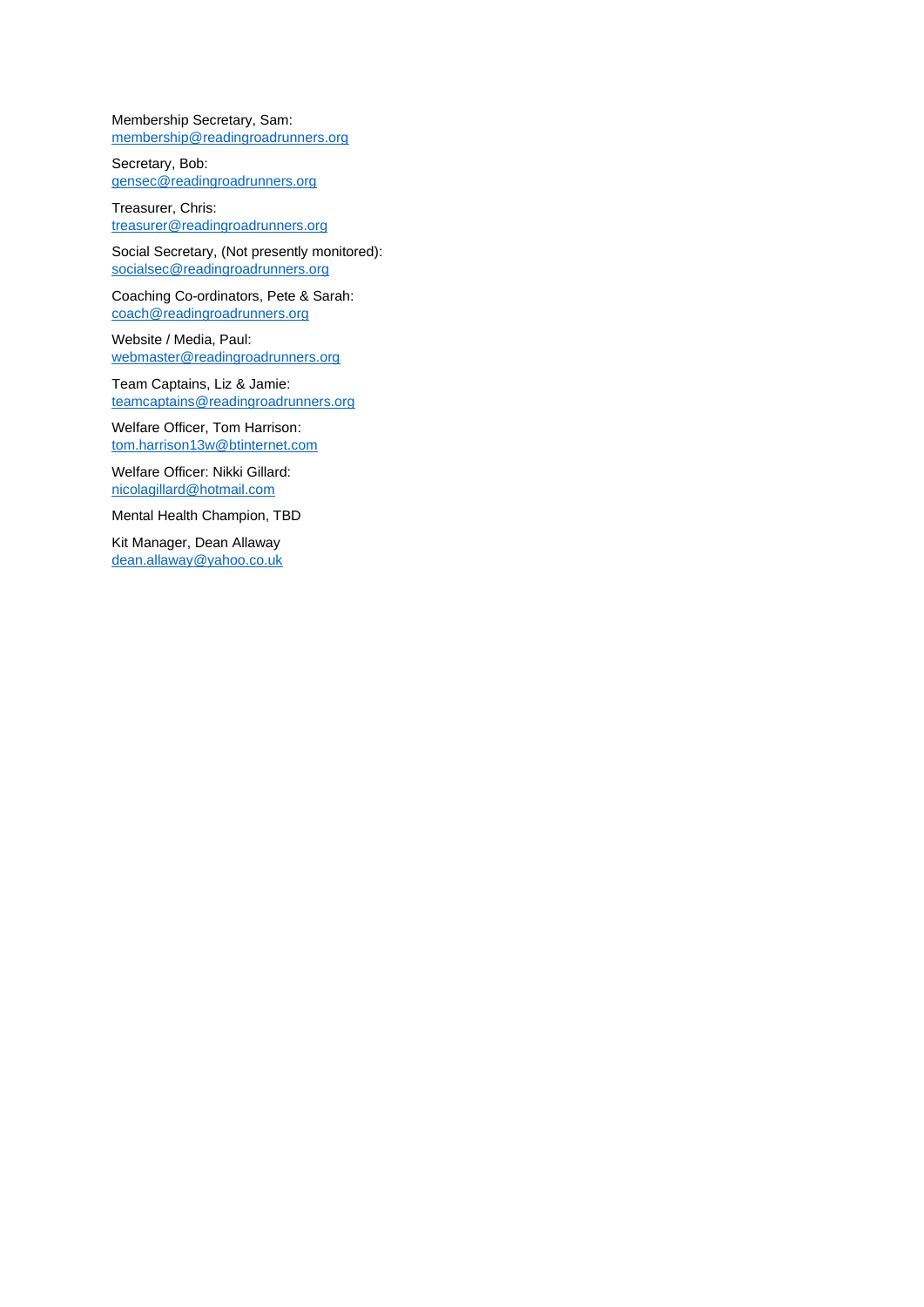Membership Secretary, Sam:
membership@readingroadrunners.org

Secretary, Bob:
gensec@readingroadrunners.org

Treasurer, Chris:
treasurer@readingroadrunners.org

Social Secretary, (Not presently monitored):
socialsec@readingroadrunners.org

Coaching Co-ordinators, Pete & Sarah:
coach@readingroadrunners.org

Website / Media, Paul:
webmaster@readingroadrunners.org

Team Captains, Liz & Jamie:
teamcaptains@readingroadrunners.org

Welfare Officer, Tom Harrison:
tom.harrison13w@btinternet.com

Welfare Officer: Nikki Gillard:
nicolagillard@hotmail.com

Mental Health Champion, TBD

Kit Manager, Dean Allaway
dean.allaway@yahoo.co.uk